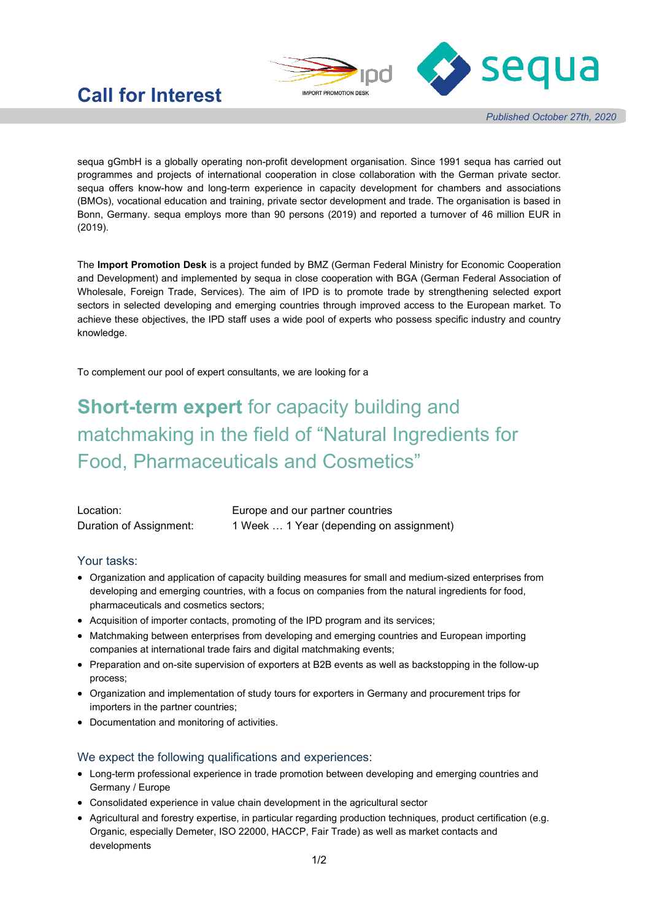# Call for Interest

*Published October 27th, 2020*

sequa gGmbH is a globally operating non-profit development organisation. Since 1991 sequa has carried out programmes and projects of international cooperation in close collaboration with the German private sector. sequa offers know-how and long-term experience in capacity development for chambers and associations (BMOs), vocational education and training, private sector development and trade. The organisation is based in Bonn, Germany. sequa employs more than 90 persons (2019) and reported a turnover of 46 million EUR in (2019).

The **Import Promotion Desk** is a project funded by BMZ (German Federal Ministry for Economic Cooperation and Development) and implemented by sequa in close cooperation with BGA (German Federal Association of Wholesale, Foreign Trade, Services). The aim of IPD is to promote trade by strengthening selected export sectors in selected developing and emerging countries through improved access to the European market. To achieve these objectives, the IPD staff uses a wide pool of experts who possess specific industry and country knowledge.

To complement our pool of expert consultants, we are looking for a

## **Short-term expert** for capacity building and matchmaking in the field of "Natural Ingredients for Food, Pharmaceuticals and Cosmetics"

| | |
|---|---|
| Location: | Europe and our partner countries |
| Duration of Assignment: | 1 Week … 1 Year (depending on assignment) |

### Your tasks:

- Organization and application of capacity building measures for small and medium-sized enterprises from developing and emerging countries, with a focus on companies from the natural ingredients for food, pharmaceuticals and cosmetics sectors;
- Acquisition of importer contacts, promoting of the IPD program and its services;
- Matchmaking between enterprises from developing and emerging countries and European importing companies at international trade fairs and digital matchmaking events;
- Preparation and on-site supervision of exporters at B2B events as well as backstopping in the follow-up process;
- Organization and implementation of study tours for exporters in Germany and procurement trips for importers in the partner countries;
- Documentation and monitoring of activities.

### We expect the following qualifications and experiences:

- Long-term professional experience in trade promotion between developing and emerging countries and Germany / Europe
- Consolidated experience in value chain development in the agricultural sector
- Agricultural and forestry expertise, in particular regarding production techniques, product certification (e.g. Organic, especially Demeter, ISO 22000, HACCP, Fair Trade) as well as market contacts and developments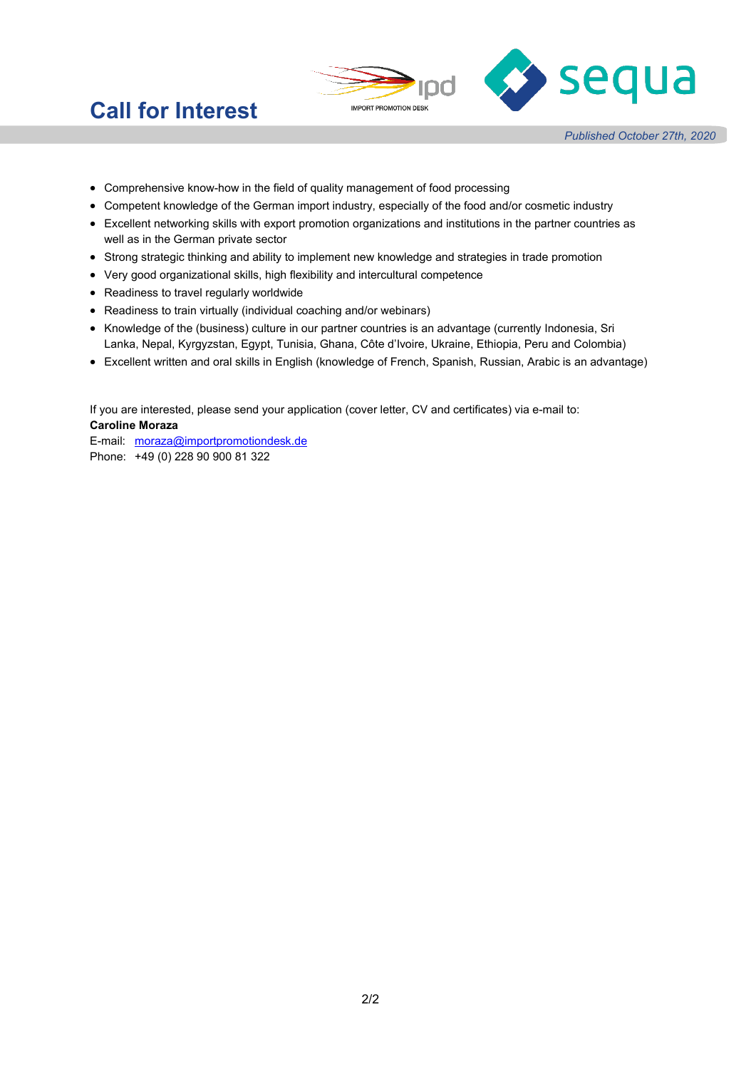- Comprehensive know-how in the field of quality management of food processing
- Competent knowledge of the German import industry, especially of the food and/or cosmetic industry
- Excellent networking skills with export promotion organizations and institutions in the partner countries as well as in the German private sector
- Strong strategic thinking and ability to implement new knowledge and strategies in trade promotion
- Very good organizational skills, high flexibility and intercultural competence
- Readiness to travel regularly worldwide
- Readiness to train virtually (individual coaching and/or webinars)
- Knowledge of the (business) culture in our partner countries is an advantage (currently Indonesia, Sri Lanka, Nepal, Kyrgyzstan, Egypt, Tunisia, Ghana, Côte d'Ivoire, Ukraine, Ethiopia, Peru and Colombia)
- Excellent written and oral skills in English (knowledge of French, Spanish, Russian, Arabic is an advantage)

If you are interested, please send your application (cover letter, CV and certificates) via e-mail to:
**Caroline Moraza**
E-mail: moraza@importpromotiondesk.de
Phone: +49 (0) 228 90 900 81 322